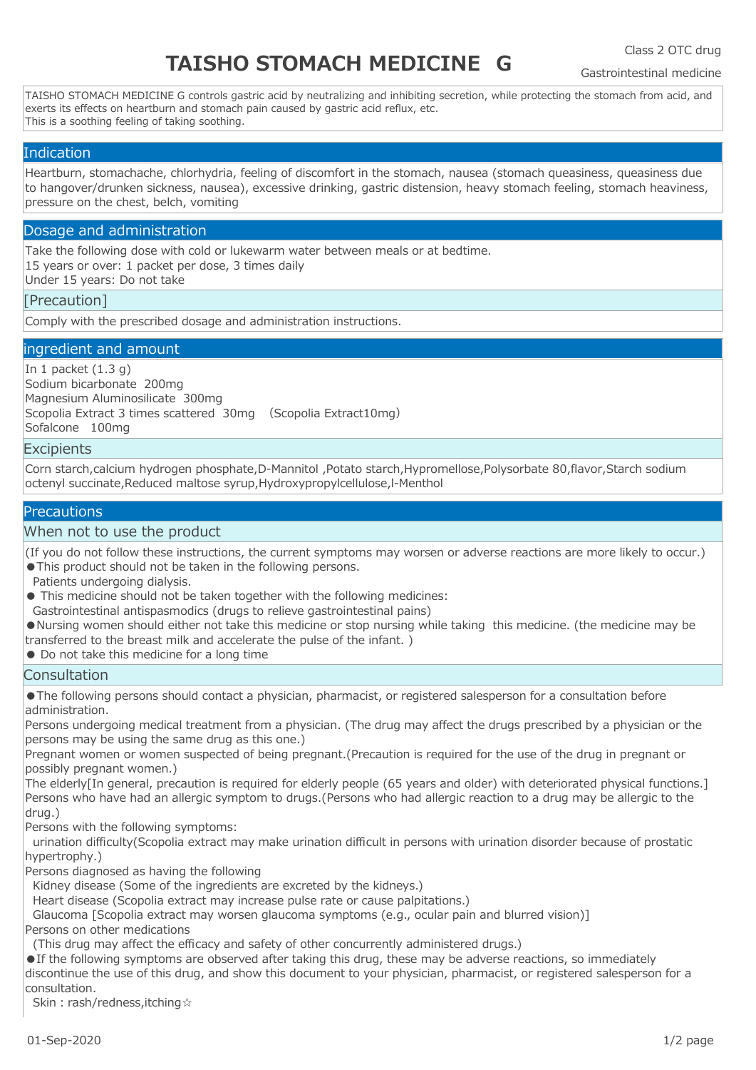Class 2 OTC drug

# TAISHO STOMACH MEDICINE G

Gastrointestinal medicine

TAISHO STOMACH MEDICINE G controls gastric acid by neutralizing and inhibiting secretion, while protecting the stomach from acid, and exerts its effects on heartburn and stomach pain caused by gastric acid reflux, etc.
This is a soothing feeling of taking soothing.

## Indication

Heartburn, stomachache, chlorhydria, feeling of discomfort in the stomach, nausea (stomach queasiness, queasiness due to hangover/drunken sickness, nausea), excessive drinking, gastric distension, heavy stomach feeling, stomach heaviness, pressure on the chest, belch, vomiting

## Dosage and administration

Take the following dose with cold or lukewarm water between meals or at bedtime.
15 years or over: 1 packet per dose, 3 times daily
Under 15 years: Do not take

### [Precaution]

Comply with the prescribed dosage and administration instructions.

## ingredient and amount

In 1 packet (1.3 g)
Sodium bicarbonate 200mg
Magnesium Aluminosilicate 300mg
Scopolia Extract 3 times scattered 30mg (Scopolia Extract10mg)
Sofalcone 100mg

### Excipients

Corn starch,calcium hydrogen phosphate,D-Mannitol ,Potato starch,Hypromellose,Polysorbate 80,flavor,Starch sodium octenyl succinate,Reduced maltose syrup,Hydroxypropylcellulose,l-Menthol

## Precautions

### When not to use the product

(If you do not follow these instructions, the current symptoms may worsen or adverse reactions are more likely to occur.)

● This product should not be taken in the following persons.
 Patients undergoing dialysis.

● This medicine should not be taken together with the following medicines:
 Gastrointestinal antispasmodics (drugs to relieve gastrointestinal pains)

● Nursing women should either not take this medicine or stop nursing while taking this medicine. (the medicine may be transferred to the breast milk and accelerate the pulse of the infant. )

● Do not take this medicine for a long time

### Consultation

● The following persons should contact a physician, pharmacist, or registered salesperson for a consultation before administration.

Persons undergoing medical treatment from a physician. (The drug may affect the drugs prescribed by a physician or the persons may be using the same drug as this one.)
Pregnant women or women suspected of being pregnant.(Precaution is required for the use of the drug in pregnant or possibly pregnant women.)
The elderly[In general, precaution is required for elderly people (65 years and older) with deteriorated physical functions.]
Persons who have had an allergic symptom to drugs.(Persons who had allergic reaction to a drug may be allergic to the drug.)
Persons with the following symptoms:
 urination difficulty(Scopolia extract may make urination difficult in persons with urination disorder because of prostatic hypertrophy.)
Persons diagnosed as having the following
 Kidney disease (Some of the ingredients are excreted by the kidneys.)
 Heart disease (Scopolia extract may increase pulse rate or cause palpitations.)
 Glaucoma [Scopolia extract may worsen glaucoma symptoms (e.g., ocular pain and blurred vision)]
Persons on other medications
 (This drug may affect the efficacy and safety of other concurrently administered drugs.)

● If the following symptoms are observed after taking this drug, these may be adverse reactions, so immediately discontinue the use of this drug, and show this document to your physician, pharmacist, or registered salesperson for a consultation.
 Skin : rash/redness,itching☆

01-Sep-2020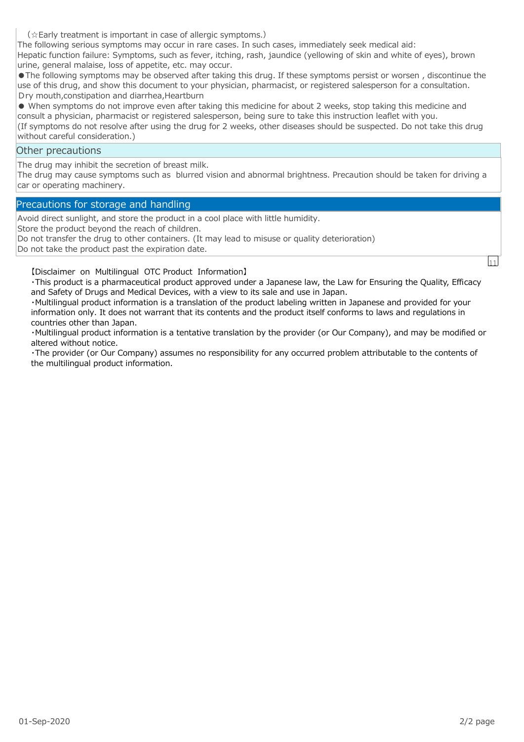(☆Early treatment is important in case of allergic symptoms.)
The following serious symptoms may occur in rare cases. In such cases, immediately seek medical aid:
Hepatic function failure: Symptoms, such as fever, itching, rash, jaundice (yellowing of skin and white of eyes), brown urine, general malaise, loss of appetite, etc. may occur.

●The following symptoms may be observed after taking this drug. If these symptoms persist or worsen , discontinue the use of this drug, and show this document to your physician, pharmacist, or registered salesperson for a consultation.
Dry mouth,constipation and diarrhea,Heartburn

● When symptoms do not improve even after taking this medicine for about 2 weeks, stop taking this medicine and consult a physician, pharmacist or registered salesperson, being sure to take this instruction leaflet with you.
(If symptoms do not resolve after using the drug for 2 weeks, other diseases should be suspected. Do not take this drug without careful consideration.)

## Other precautions

The drug may inhibit the secretion of breast milk.
The drug may cause symptoms such as blurred vision and abnormal brightness. Precaution should be taken for driving a car or operating machinery.

## Precautions for storage and handling

Avoid direct sunlight, and store the product in a cool place with little humidity.
Store the product beyond the reach of children.
Do not transfer the drug to other containers. (It may lead to misuse or quality deterioration)
Do not take the product past the expiration date.

11

【Disclaimer on Multilingual OTC Product Information】

・This product is a pharmaceutical product approved under a Japanese law, the Law for Ensuring the Quality, Efficacy and Safety of Drugs and Medical Devices, with a view to its sale and use in Japan.
・Multilingual product information is a translation of the product labeling written in Japanese and provided for your information only. It does not warrant that its contents and the product itself conforms to laws and regulations in countries other than Japan.
・Multilingual product information is a tentative translation by the provider (or Our Company), and may be modified or altered without notice.
・The provider (or Our Company) assumes no responsibility for any occurred problem attributable to the contents of the multilingual product information.

01-Sep-2020